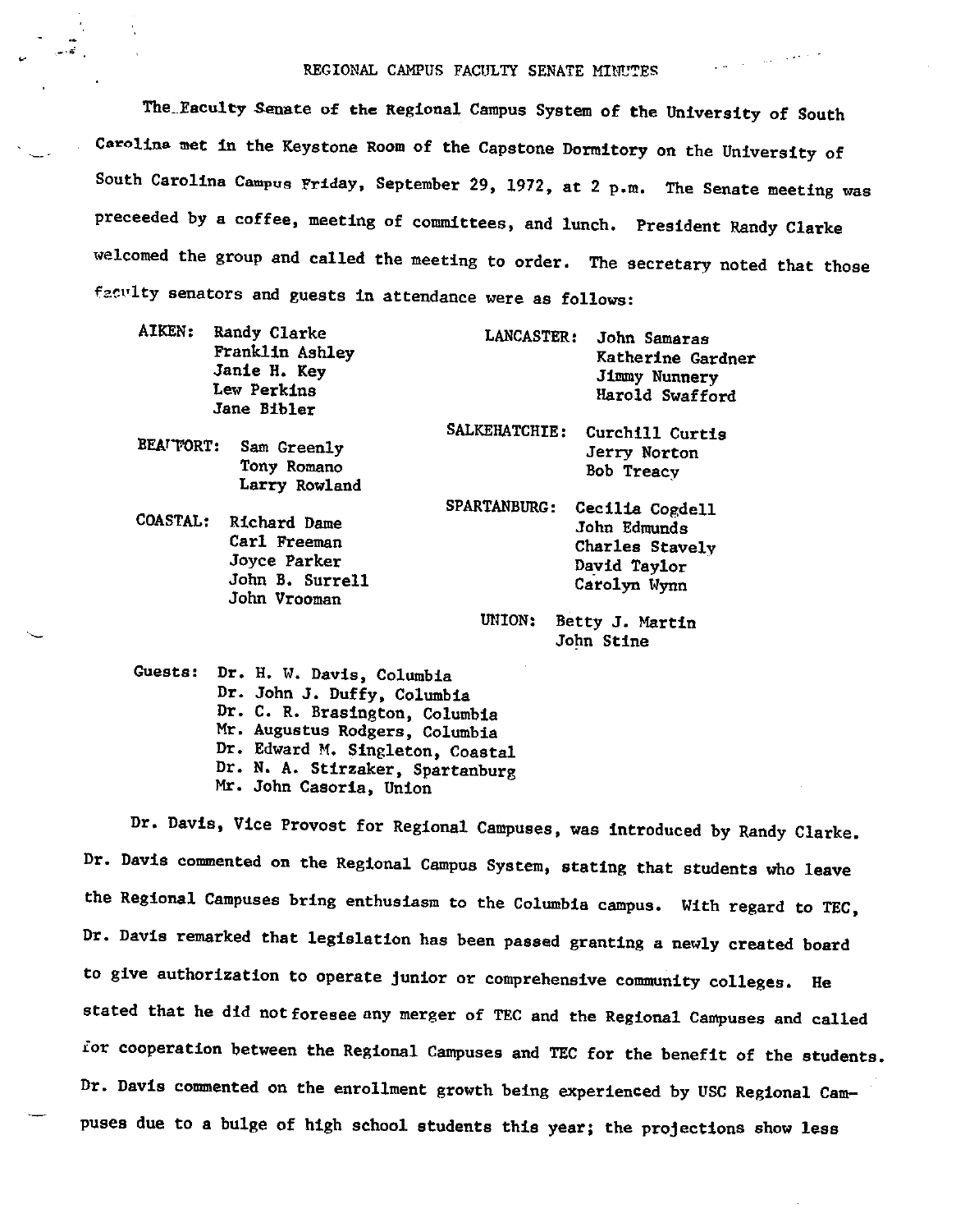# REGIONAL CAMPUS FACULTY SENATE MINUTES

The Faculty Senate of the Regional Campus System of the University of South Carolina met in the Keystone Room of the Capstone Dormitory on the University of South Carolina Campus Friday, September 29, 1972, at 2 p.m. The Senate meeting was preceeded by a coffee, meeting of committees, and lunch. President Randy Clarke welcomed the group and called the meeting to order. The secretary noted that those faculty senators and guests in attendance were as follows:

AIKEN: Randy Clarke
Franklin Ashley
Janie H. Key
Lew Perkins
Jane Bibler

BEAUFORT: Sam Greenly
Tony Romano
Larry Rowland

COASTAL: Richard Dame
Carl Freeman
Joyce Parker
John B. Surrell
John Vrooman

LANCASTER: John Samaras
Katherine Gardner
Jimmy Nunnery
Harold Swafford

SALKEHATCHIE: Curchill Curtis
Jerry Norton
Bob Treacy

SPARTANBURG: Cecilia Cogdell
John Edmunds
Charles Stavely
David Taylor
Carolyn Wynn

UNION: Betty J. Martin
John Stine

Guests: Dr. H. W. Davis, Columbia
Dr. John J. Duffy, Columbia
Dr. C. R. Brasington, Columbia
Mr. Augustus Rodgers, Columbia
Dr. Edward M. Singleton, Coastal
Dr. N. A. Stirzaker, Spartanburg
Mr. John Casoria, Union

Dr. Davis, Vice Provost for Regional Campuses, was introduced by Randy Clarke. Dr. Davis commented on the Regional Campus System, stating that students who leave the Regional Campuses bring enthusiasm to the Columbia campus. With regard to TEC, Dr. Davis remarked that legislation has been passed granting a newly created board to give authorization to operate junior or comprehensive community colleges. He stated that he did not foresee any merger of TEC and the Regional Campuses and called for cooperation between the Regional Campuses and TEC for the benefit of the students. Dr. Davis commented on the enrollment growth being experienced by USC Regional Campuses due to a bulge of high school students this year; the projections show less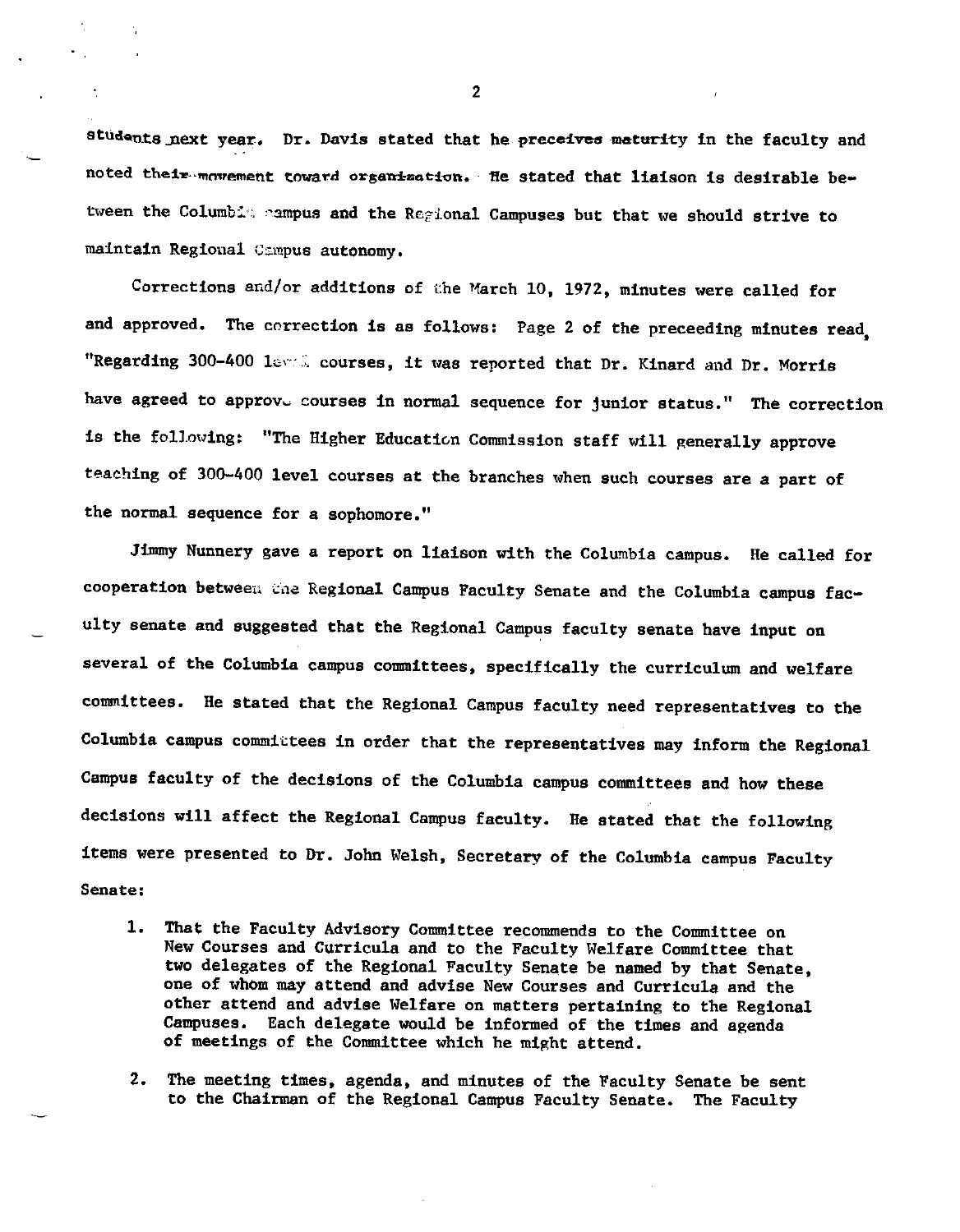students next year. Dr. Davis stated that he preceives maturity in the faculty and noted their movement toward organization. He stated that liaison is desirable between the Columbia campus and the Regional Campuses but that we should strive to maintain Regional Campus autonomy.

Corrections and/or additions of the March 10, 1972, minutes were called for and approved. The correction is as follows: Page 2 of the preceeding minutes read, "Regarding 300-400 level courses, it was reported that Dr. Kinard and Dr. Morris have agreed to approve courses in normal sequence for junior status." The correction is the following: "The Higher Education Commission staff will generally approve teaching of 300-400 level courses at the branches when such courses are a part of the normal sequence for a sophomore."

Jimmy Nunnery gave a report on liaison with the Columbia campus. He called for cooperation between the Regional Campus Faculty Senate and the Columbia campus faculty senate and suggested that the Regional Campus faculty senate have input on several of the Columbia campus committees, specifically the curriculum and welfare committees. He stated that the Regional Campus faculty need representatives to the Columbia campus committees in order that the representatives may inform the Regional Campus faculty of the decisions of the Columbia campus committees and how these decisions will affect the Regional Campus faculty. He stated that the following items were presented to Dr. John Welsh, Secretary of the Columbia campus Faculty Senate:

1. That the Faculty Advisory Committee recommends to the Committee on New Courses and Curricula and to the Faculty Welfare Committee that two delegates of the Regional Faculty Senate be named by that Senate, one of whom may attend and advise New Courses and Curricula and the other attend and advise Welfare on matters pertaining to the Regional Campuses. Each delegate would be informed of the times and agenda of meetings of the Committee which he might attend.

2. The meeting times, agenda, and minutes of the Faculty Senate be sent to the Chairman of the Regional Campus Faculty Senate. The Faculty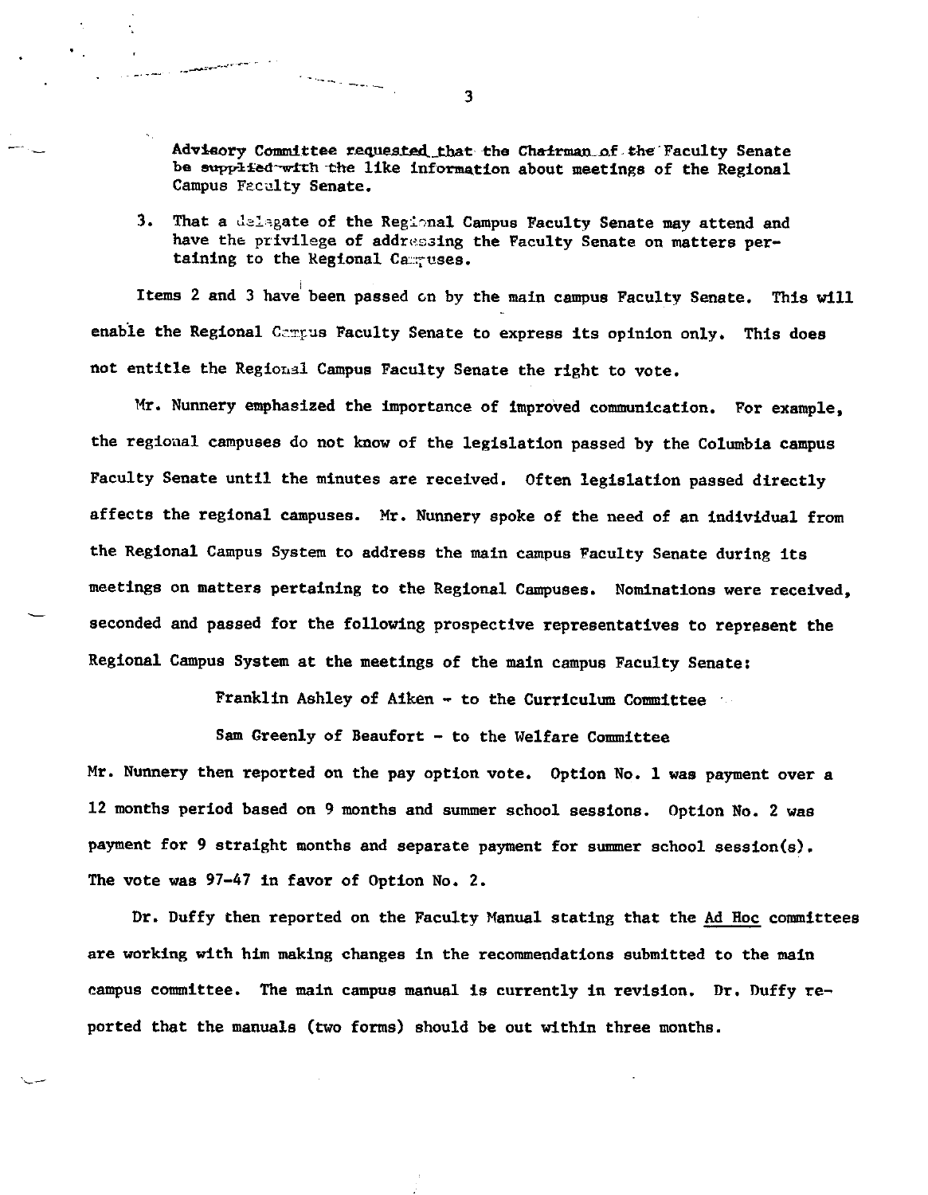Advisory Committee requested that the Chairman of the Faculty Senate be supplied with the like information about meetings of the Regional Campus Faculty Senate.

3. That a delegate of the Regional Campus Faculty Senate may attend and have the privilege of addressing the Faculty Senate on matters pertaining to the Regional Campuses.

Items 2 and 3 have been passed on by the main campus Faculty Senate. This will enable the Regional Campus Faculty Senate to express its opinion only. This does not entitle the Regional Campus Faculty Senate the right to vote.

Mr. Nunnery emphasized the importance of improved communication. For example, the regional campuses do not know of the legislation passed by the Columbia campus Faculty Senate until the minutes are received. Often legislation passed directly affects the regional campuses. Mr. Nunnery spoke of the need of an individual from the Regional Campus System to address the main campus Faculty Senate during its meetings on matters pertaining to the Regional Campuses. Nominations were received, seconded and passed for the following prospective representatives to represent the Regional Campus System at the meetings of the main campus Faculty Senate:

Franklin Ashley of Aiken - to the Curriculum Committee

Sam Greenly of Beaufort - to the Welfare Committee

Mr. Nunnery then reported on the pay option vote. Option No. 1 was payment over a 12 months period based on 9 months and summer school sessions. Option No. 2 was payment for 9 straight months and separate payment for summer school session(s). The vote was 97-47 in favor of Option No. 2.

Dr. Duffy then reported on the Faculty Manual stating that the Ad Hoc committees are working with him making changes in the recommendations submitted to the main campus committee. The main campus manual is currently in revision. Dr. Duffy reported that the manuals (two forms) should be out within three months.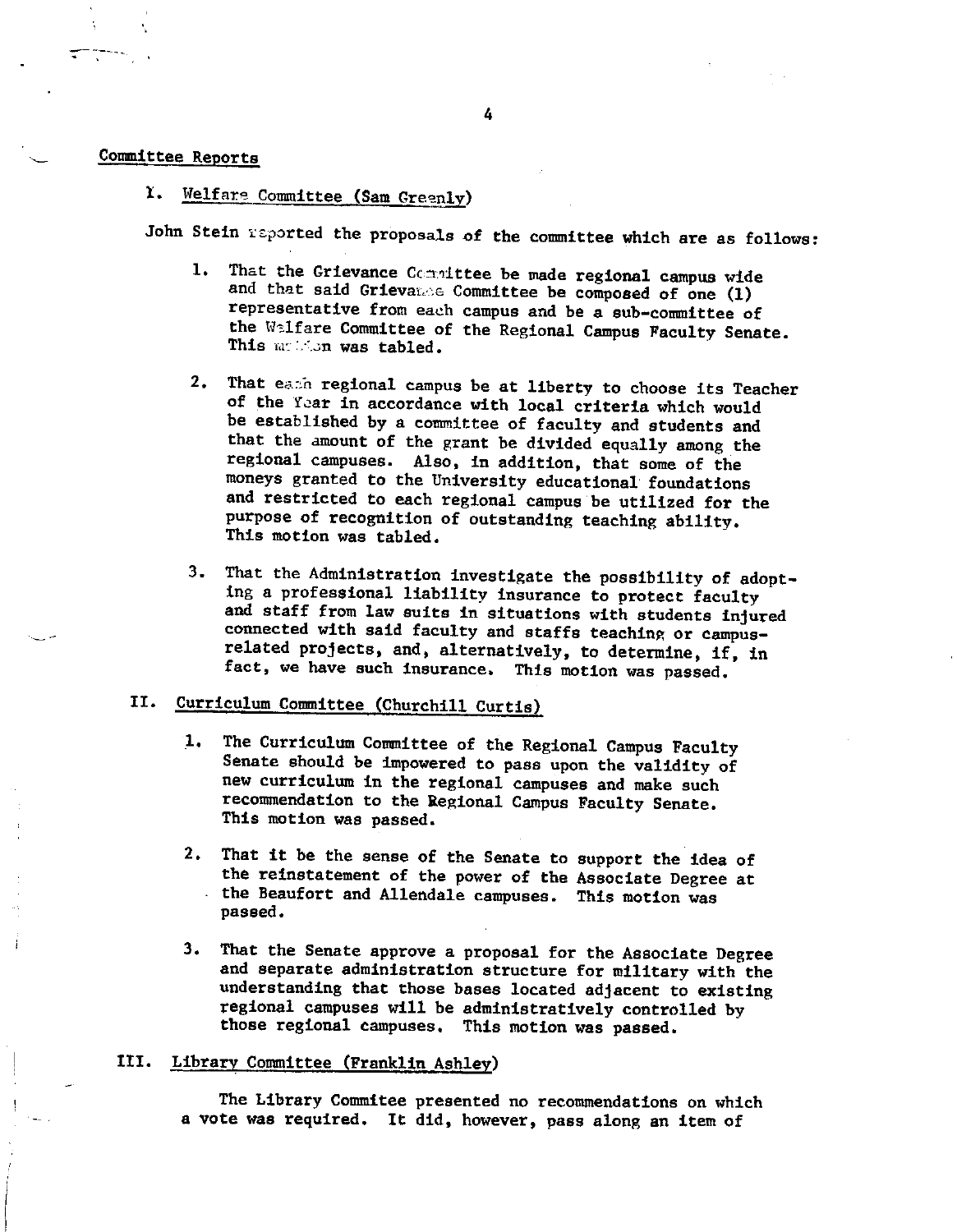## Committee Reports

### I. Welfare Committee (Sam Greenly)

John Stein reported the proposals of the committee which are as follows:

1. That the Grievance Committee be made regional campus wide and that said Grievance Committee be composed of one (1) representative from each campus and be a sub-committee of the Welfare Committee of the Regional Campus Faculty Senate. This motion was tabled.

2. That each regional campus be at liberty to choose its Teacher of the Year in accordance with local criteria which would be established by a committee of faculty and students and that the amount of the grant be divided equally among the regional campuses. Also, in addition, that some of the moneys granted to the University educational foundations and restricted to each regional campus be utilized for the purpose of recognition of outstanding teaching ability. This motion was tabled.

3. That the Administration investigate the possibility of adopting a professional liability insurance to protect faculty and staff from law suits in situations with students injured connected with said faculty and staffs teaching or campus-related projects, and, alternatively, to determine, if, in fact, we have such insurance. This motion was passed.

### II. Curriculum Committee (Churchill Curtis)

1. The Curriculum Committee of the Regional Campus Faculty Senate should be impowered to pass upon the validity of new curriculum in the regional campuses and make such recommendation to the Regional Campus Faculty Senate. This motion was passed.

2. That it be the sense of the Senate to support the idea of the reinstatement of the power of the Associate Degree at the Beaufort and Allendale campuses. This motion was passed.

3. That the Senate approve a proposal for the Associate Degree and separate administration structure for military with the understanding that those bases located adjacent to existing regional campuses will be administratively controlled by those regional campuses. This motion was passed.

### III. Library Committee (Franklin Ashley)

The Library Commitee presented no recommendations on which a vote was required. It did, however, pass along an item of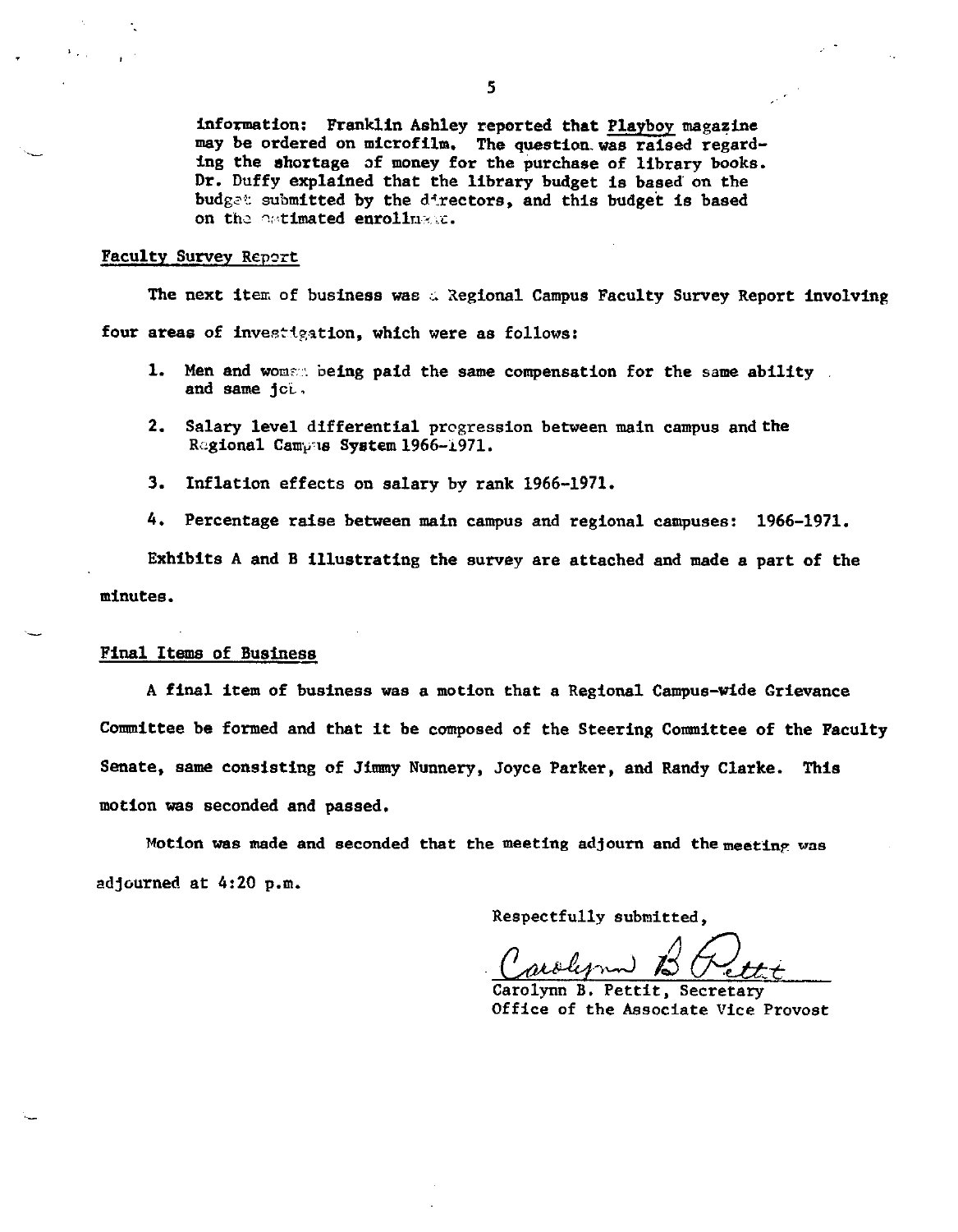information: Franklin Ashley reported that *Playboy* magazine may be ordered on microfilm. The question was raised regarding the shortage of money for the purchase of library books. Dr. Duffy explained that the library budget is based on the budget submitted by the directors, and this budget is based on the estimated enrollment.

## Faculty Survey Report

The next item of business was a Regional Campus Faculty Survey Report involving four areas of investigation, which were as follows:

1. Men and women being paid the same compensation for the same ability and same job.
2. Salary level differential progression between main campus and the Regional Campus System 1966-1971.
3. Inflation effects on salary by rank 1966-1971.
4. Percentage raise between main campus and regional campuses: 1966-1971.

Exhibits A and B illustrating the survey are attached and made a part of the minutes.

## Final Items of Business

A final item of business was a motion that a Regional Campus-wide Grievance Committee be formed and that it be composed of the Steering Committee of the Faculty Senate, same consisting of Jimmy Nunnery, Joyce Parker, and Randy Clarke. This motion was seconded and passed.

Motion was made and seconded that the meeting adjourn and the meeting was adjourned at 4:20 p.m.

Respectfully submitted,

Carolynn B. Pettit

Carolynn B. Pettit, Secretary
Office of the Associate Vice Provost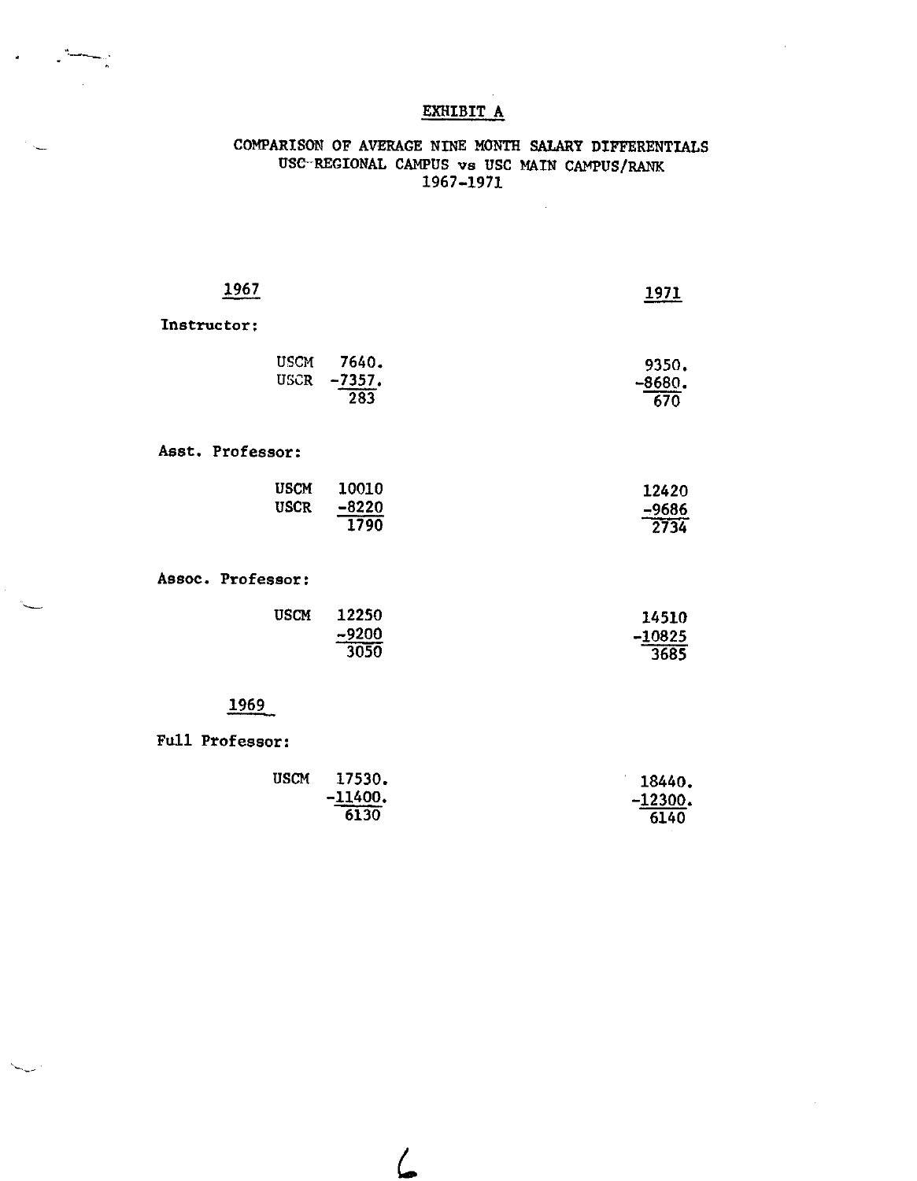# EXHIBIT A

## COMPARISON OF AVERAGE NINE MONTH SALARY DIFFERENTIALS
## USC REGIONAL CAMPUS vs USC MAIN CAMPUS/RANK
## 1967-1971

| | | 1967 | 1971 |
|---|---|---|---|
| **Instructor:** | | | |
| | USCM | 7640. | 9350. |
| | USCR | -7357. | -8680. |
| | | 283 | 670 |
| **Asst. Professor:** | | | |
| | USCM | 10010 | 12420 |
| | USCR | -8220 | -9686 |
| | | 1790 | 2734 |
| **Assoc. Professor:** | | | |
| | USCM | 12250 | 14510 |
| | | -9200 | -10825 |
| | | 3050 | 3685 |

| | | 1969 | 1971 |
|---|---|---|---|
| **Full Professor:** | | | |
| | USCM | 17530. | 18440. |
| | | -11400. | -12300. |
| | | 6130 | 6140 |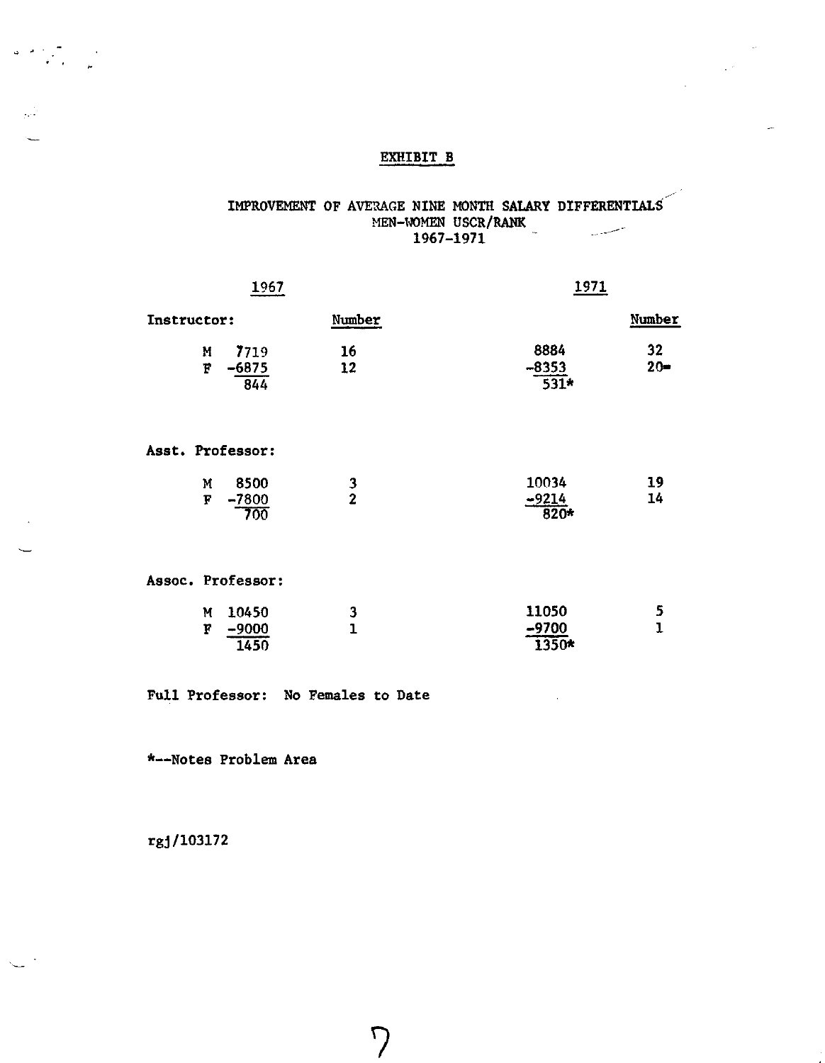# EXHIBIT B

## IMPROVEMENT OF AVERAGE NINE MONTH SALARY DIFFERENTIALS
## MEN-WOMEN USCR/RANK
## 1967-1971

| | 1967 | Number | 1971 | Number |
|---|---|---|---|---|
| **Instructor:** | | | | |
| M | 7719 | 16 | 8884 | 32 |
| F | -6875 | 12 | -8353 | 20 |
| | 844 | | 531* | |
| **Asst. Professor:** | | | | |
| M | 8500 | 3 | 10034 | 19 |
| F | -7800 | 2 | -9214 | 14 |
| | 700 | | 820* | |
| **Assoc. Professor:** | | | | |
| M | 10450 | 3 | 11050 | 5 |
| F | -9000 | 1 | -9700 | 1 |
| | 1450 | | 1350* | |

Full Professor: No Females to Date

*--Notes Problem Area

rgj/103172